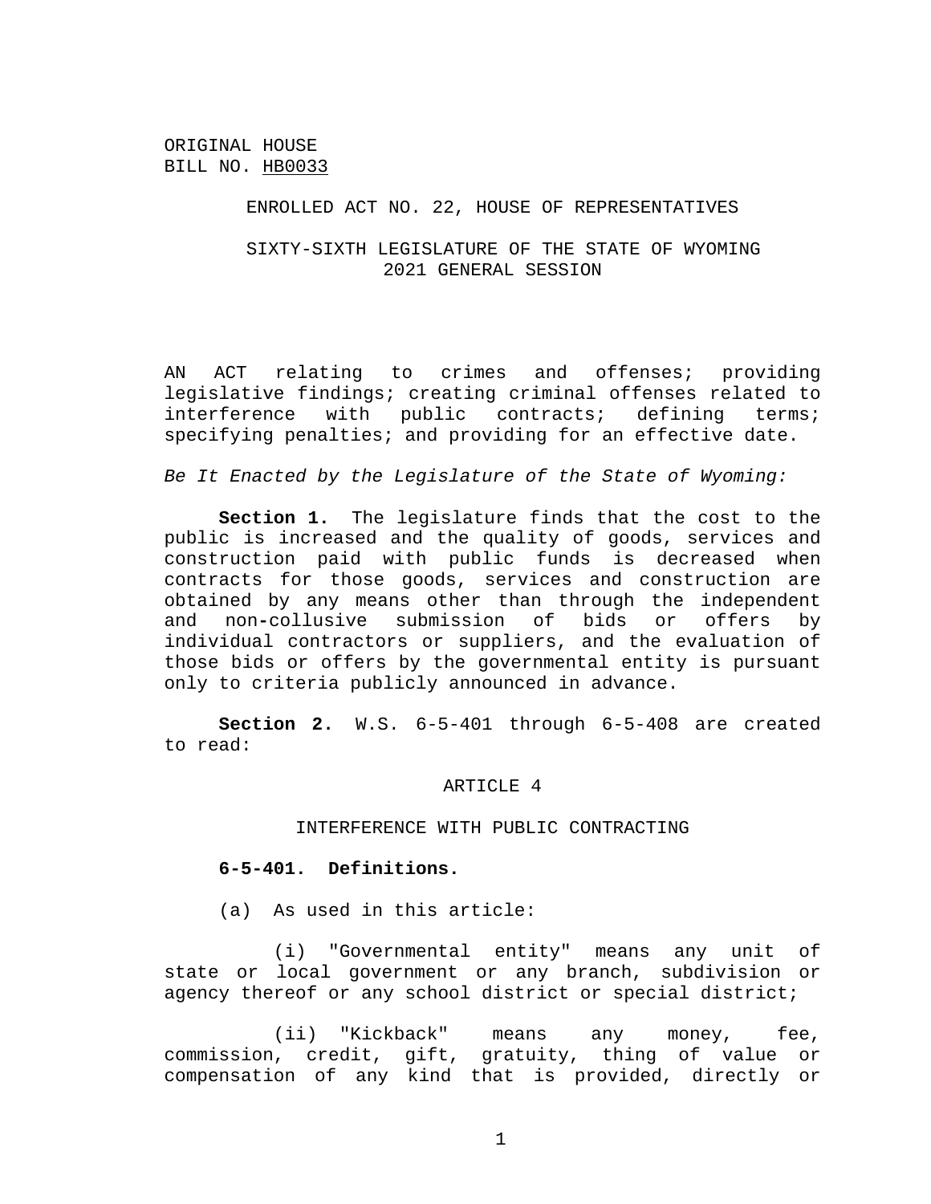ORIGINAL HOUSE
BILL NO. HB0033

ENROLLED ACT NO. 22, HOUSE OF REPRESENTATIVES

SIXTY-SIXTH LEGISLATURE OF THE STATE OF WYOMING
2021 GENERAL SESSION

AN ACT relating to crimes and offenses; providing legislative findings; creating criminal offenses related to interference with public contracts; defining terms; specifying penalties; and providing for an effective date.

*Be It Enacted by the Legislature of the State of Wyoming:*

**Section 1.** The legislature finds that the cost to the public is increased and the quality of goods, services and construction paid with public funds is decreased when contracts for those goods, services and construction are obtained by any means other than through the independent and non-collusive submission of bids or offers by individual contractors or suppliers, and the evaluation of those bids or offers by the governmental entity is pursuant only to criteria publicly announced in advance.

**Section 2.** W.S. 6-5-401 through 6-5-408 are created to read:

ARTICLE 4

INTERFERENCE WITH PUBLIC CONTRACTING

**6-5-401. Definitions.**

(a) As used in this article:

(i) "Governmental entity" means any unit of state or local government or any branch, subdivision or agency thereof or any school district or special district;

(ii) "Kickback" means any money, fee, commission, credit, gift, gratuity, thing of value or compensation of any kind that is provided, directly or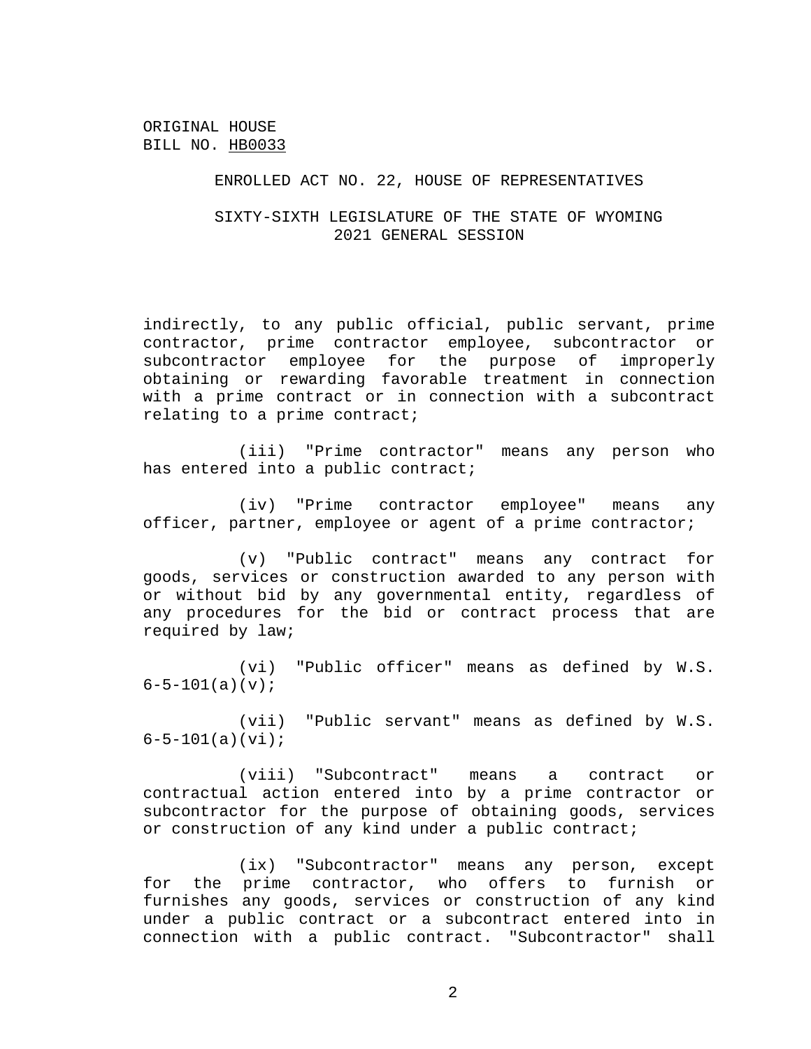ORIGINAL HOUSE
BILL NO. HB0033

ENROLLED ACT NO. 22, HOUSE OF REPRESENTATIVES

SIXTY-SIXTH LEGISLATURE OF THE STATE OF WYOMING
2021 GENERAL SESSION

indirectly, to any public official, public servant, prime contractor, prime contractor employee, subcontractor or subcontractor employee for the purpose of improperly obtaining or rewarding favorable treatment in connection with a prime contract or in connection with a subcontract relating to a prime contract;

(iii) "Prime contractor" means any person who has entered into a public contract;

(iv) "Prime contractor employee" means any officer, partner, employee or agent of a prime contractor;

(v) "Public contract" means any contract for goods, services or construction awarded to any person with or without bid by any governmental entity, regardless of any procedures for the bid or contract process that are required by law;

(vi) "Public officer" means as defined by W.S. 6-5-101(a)(v);

(vii) "Public servant" means as defined by W.S. 6-5-101(a)(vi);

(viii) "Subcontract" means a contract or contractual action entered into by a prime contractor or subcontractor for the purpose of obtaining goods, services or construction of any kind under a public contract;

(ix) "Subcontractor" means any person, except for the prime contractor, who offers to furnish or furnishes any goods, services or construction of any kind under a public contract or a subcontract entered into in connection with a public contract. "Subcontractor" shall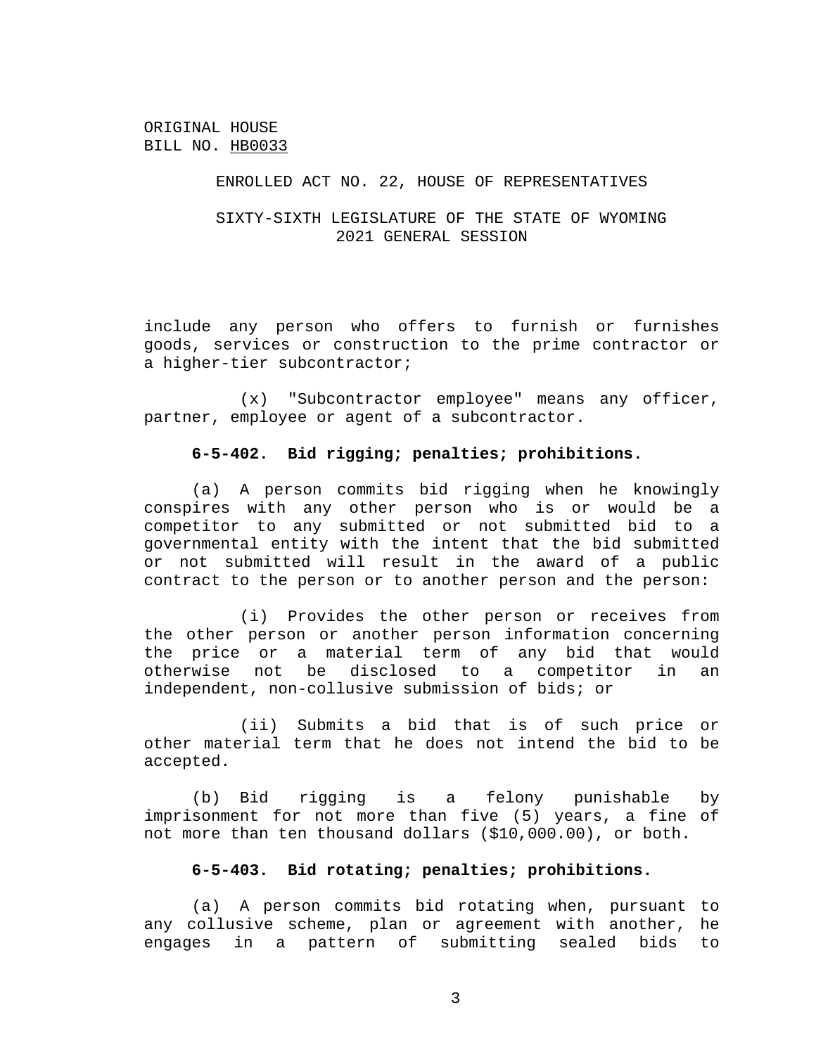ORIGINAL HOUSE
BILL NO. HB0033

ENROLLED ACT NO. 22, HOUSE OF REPRESENTATIVES

SIXTY-SIXTH LEGISLATURE OF THE STATE OF WYOMING
2021 GENERAL SESSION

include any person who offers to furnish or furnishes goods, services or construction to the prime contractor or a higher-tier subcontractor;

(x) "Subcontractor employee" means any officer, partner, employee or agent of a subcontractor.

**6-5-402. Bid rigging; penalties; prohibitions.**

(a) A person commits bid rigging when he knowingly conspires with any other person who is or would be a competitor to any submitted or not submitted bid to a governmental entity with the intent that the bid submitted or not submitted will result in the award of a public contract to the person or to another person and the person:

(i) Provides the other person or receives from the other person or another person information concerning the price or a material term of any bid that would otherwise not be disclosed to a competitor in an independent, non-collusive submission of bids; or

(ii) Submits a bid that is of such price or other material term that he does not intend the bid to be accepted.

(b) Bid rigging is a felony punishable by imprisonment for not more than five (5) years, a fine of not more than ten thousand dollars ($10,000.00), or both.

**6-5-403. Bid rotating; penalties; prohibitions.**

(a) A person commits bid rotating when, pursuant to any collusive scheme, plan or agreement with another, he engages in a pattern of submitting sealed bids to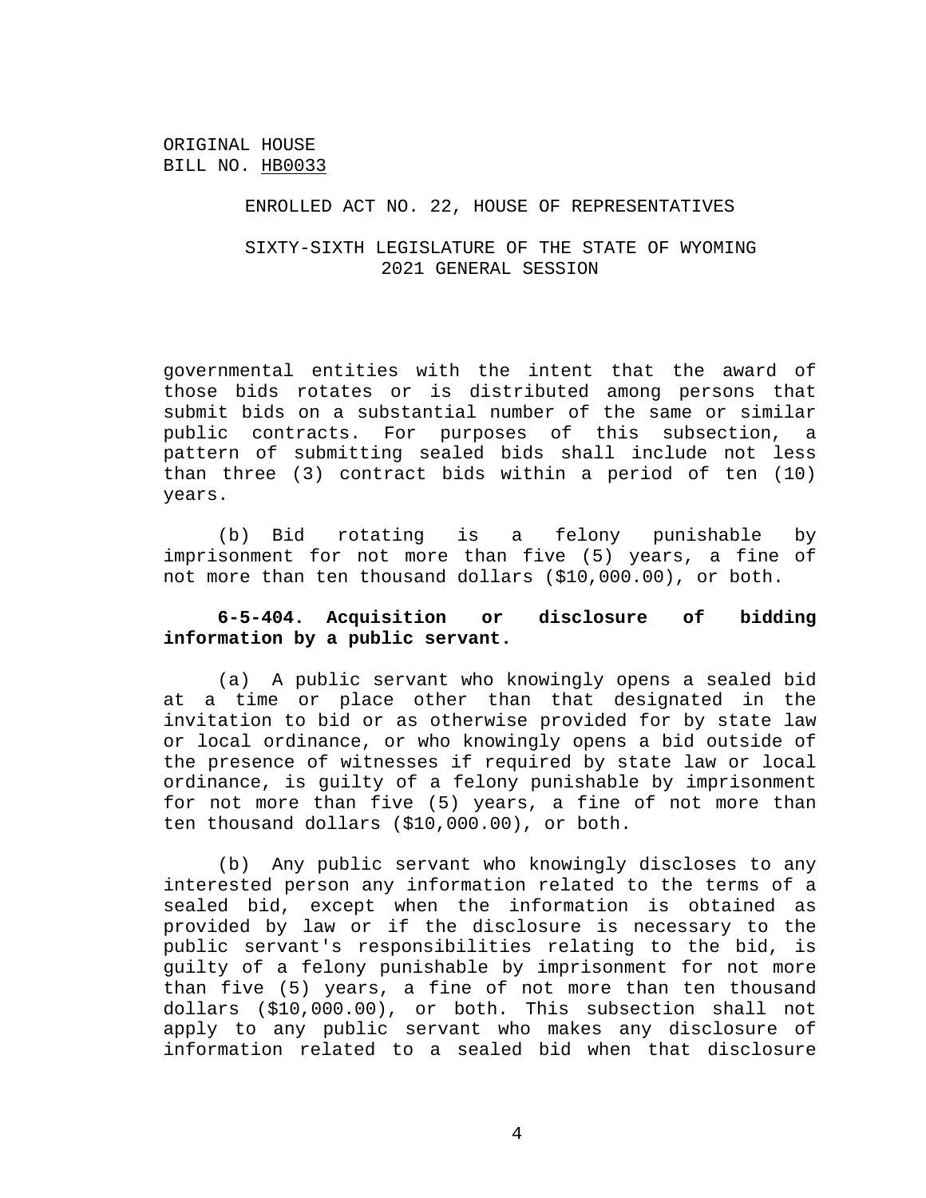ORIGINAL HOUSE
BILL NO. HB0033

ENROLLED ACT NO. 22, HOUSE OF REPRESENTATIVES

SIXTY-SIXTH LEGISLATURE OF THE STATE OF WYOMING
2021 GENERAL SESSION

governmental entities with the intent that the award of those bids rotates or is distributed among persons that submit bids on a substantial number of the same or similar public contracts. For purposes of this subsection, a pattern of submitting sealed bids shall include not less than three (3) contract bids within a period of ten (10) years.

(b) Bid rotating is a felony punishable by imprisonment for not more than five (5) years, a fine of not more than ten thousand dollars ($10,000.00), or both.

**6-5-404. Acquisition or disclosure of bidding information by a public servant.**

(a) A public servant who knowingly opens a sealed bid at a time or place other than that designated in the invitation to bid or as otherwise provided for by state law or local ordinance, or who knowingly opens a bid outside of the presence of witnesses if required by state law or local ordinance, is guilty of a felony punishable by imprisonment for not more than five (5) years, a fine of not more than ten thousand dollars ($10,000.00), or both.

(b) Any public servant who knowingly discloses to any interested person any information related to the terms of a sealed bid, except when the information is obtained as provided by law or if the disclosure is necessary to the public servant's responsibilities relating to the bid, is guilty of a felony punishable by imprisonment for not more than five (5) years, a fine of not more than ten thousand dollars ($10,000.00), or both. This subsection shall not apply to any public servant who makes any disclosure of information related to a sealed bid when that disclosure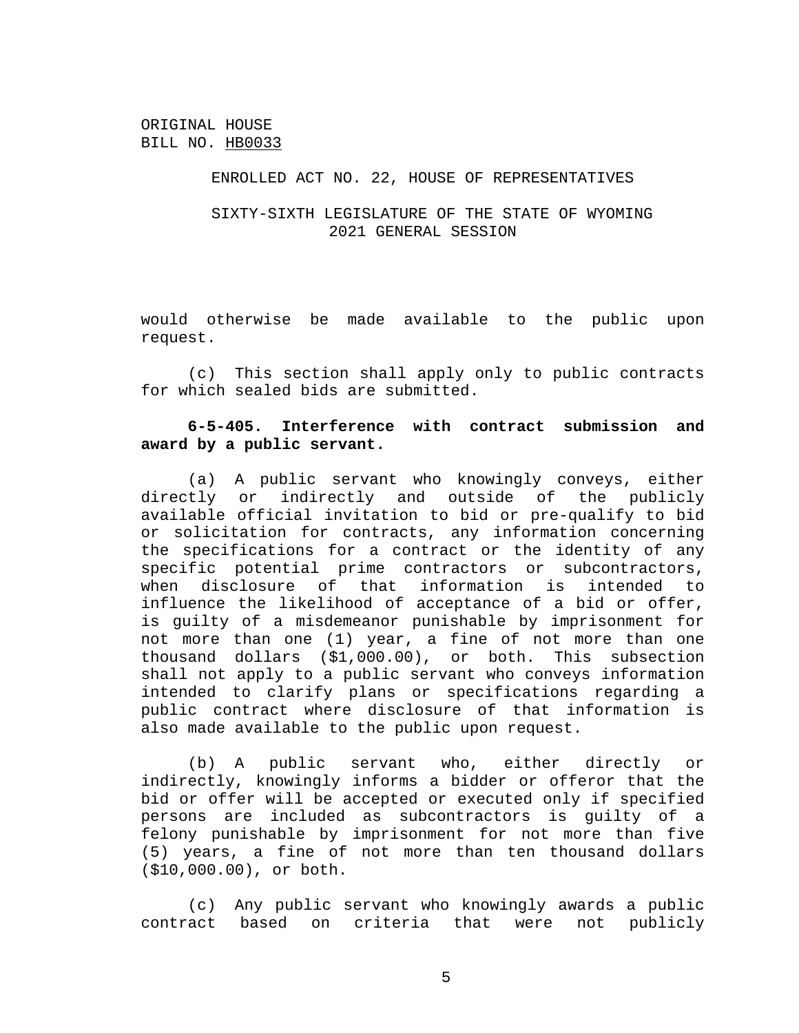ORIGINAL HOUSE
BILL NO. HB0033

ENROLLED ACT NO. 22, HOUSE OF REPRESENTATIVES

SIXTY-SIXTH LEGISLATURE OF THE STATE OF WYOMING
2021 GENERAL SESSION

would otherwise be made available to the public upon request.

(c) This section shall apply only to public contracts for which sealed bids are submitted.

**6-5-405. Interference with contract submission and award by a public servant.**

(a) A public servant who knowingly conveys, either directly or indirectly and outside of the publicly available official invitation to bid or pre-qualify to bid or solicitation for contracts, any information concerning the specifications for a contract or the identity of any specific potential prime contractors or subcontractors, when disclosure of that information is intended to influence the likelihood of acceptance of a bid or offer, is guilty of a misdemeanor punishable by imprisonment for not more than one (1) year, a fine of not more than one thousand dollars ($1,000.00), or both. This subsection shall not apply to a public servant who conveys information intended to clarify plans or specifications regarding a public contract where disclosure of that information is also made available to the public upon request.

(b) A public servant who, either directly or indirectly, knowingly informs a bidder or offeror that the bid or offer will be accepted or executed only if specified persons are included as subcontractors is guilty of a felony punishable by imprisonment for not more than five (5) years, a fine of not more than ten thousand dollars ($10,000.00), or both.

(c) Any public servant who knowingly awards a public contract based on criteria that were not publicly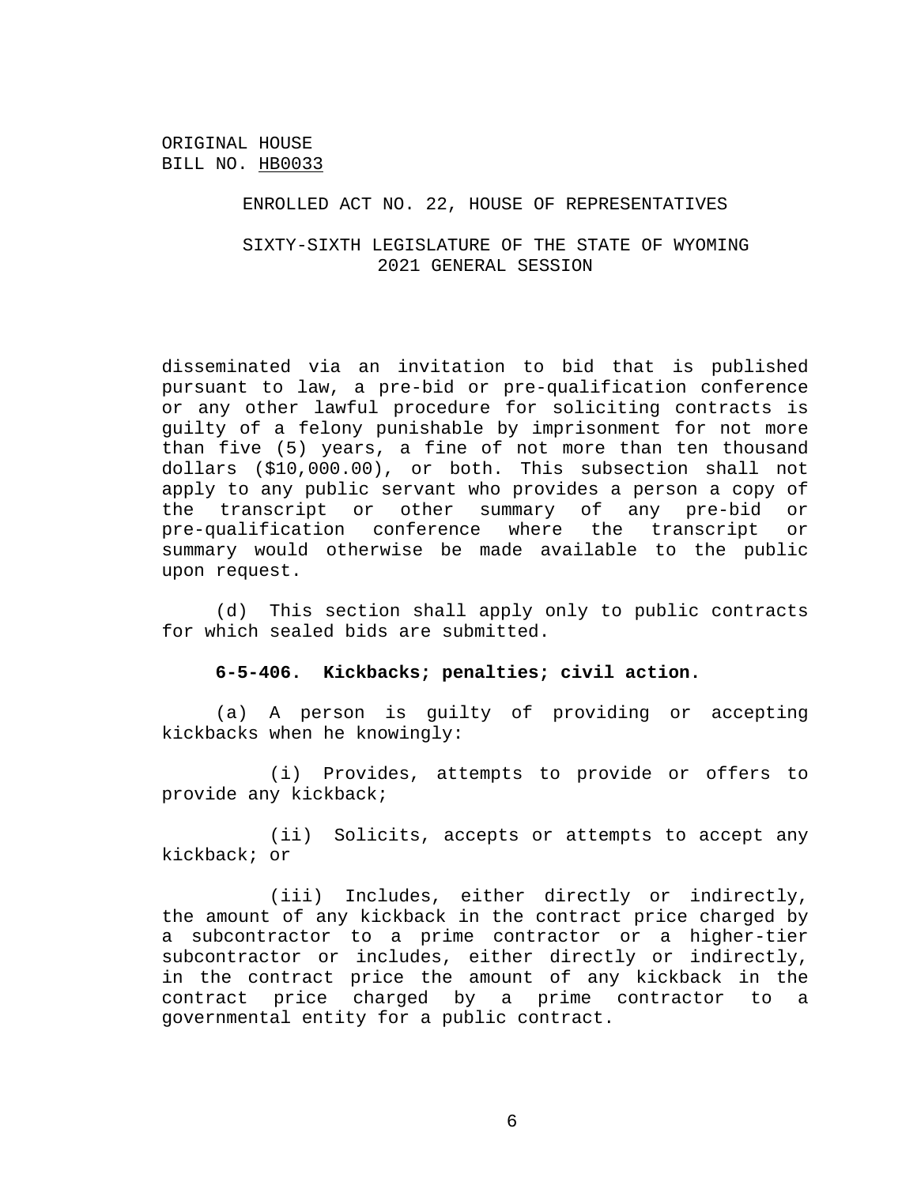ORIGINAL HOUSE
BILL NO. HB0033

ENROLLED ACT NO. 22, HOUSE OF REPRESENTATIVES

SIXTY-SIXTH LEGISLATURE OF THE STATE OF WYOMING
2021 GENERAL SESSION

disseminated via an invitation to bid that is published pursuant to law, a pre-bid or pre-qualification conference or any other lawful procedure for soliciting contracts is guilty of a felony punishable by imprisonment for not more than five (5) years, a fine of not more than ten thousand dollars ($10,000.00), or both. This subsection shall not apply to any public servant who provides a person a copy of the transcript or other summary of any pre-bid or pre-qualification conference where the transcript or summary would otherwise be made available to the public upon request.

(d) This section shall apply only to public contracts for which sealed bids are submitted.

**6-5-406. Kickbacks; penalties; civil action.**

(a) A person is guilty of providing or accepting kickbacks when he knowingly:

(i) Provides, attempts to provide or offers to provide any kickback;

(ii) Solicits, accepts or attempts to accept any kickback; or

(iii) Includes, either directly or indirectly, the amount of any kickback in the contract price charged by a subcontractor to a prime contractor or a higher-tier subcontractor or includes, either directly or indirectly, in the contract price the amount of any kickback in the contract price charged by a prime contractor to a governmental entity for a public contract.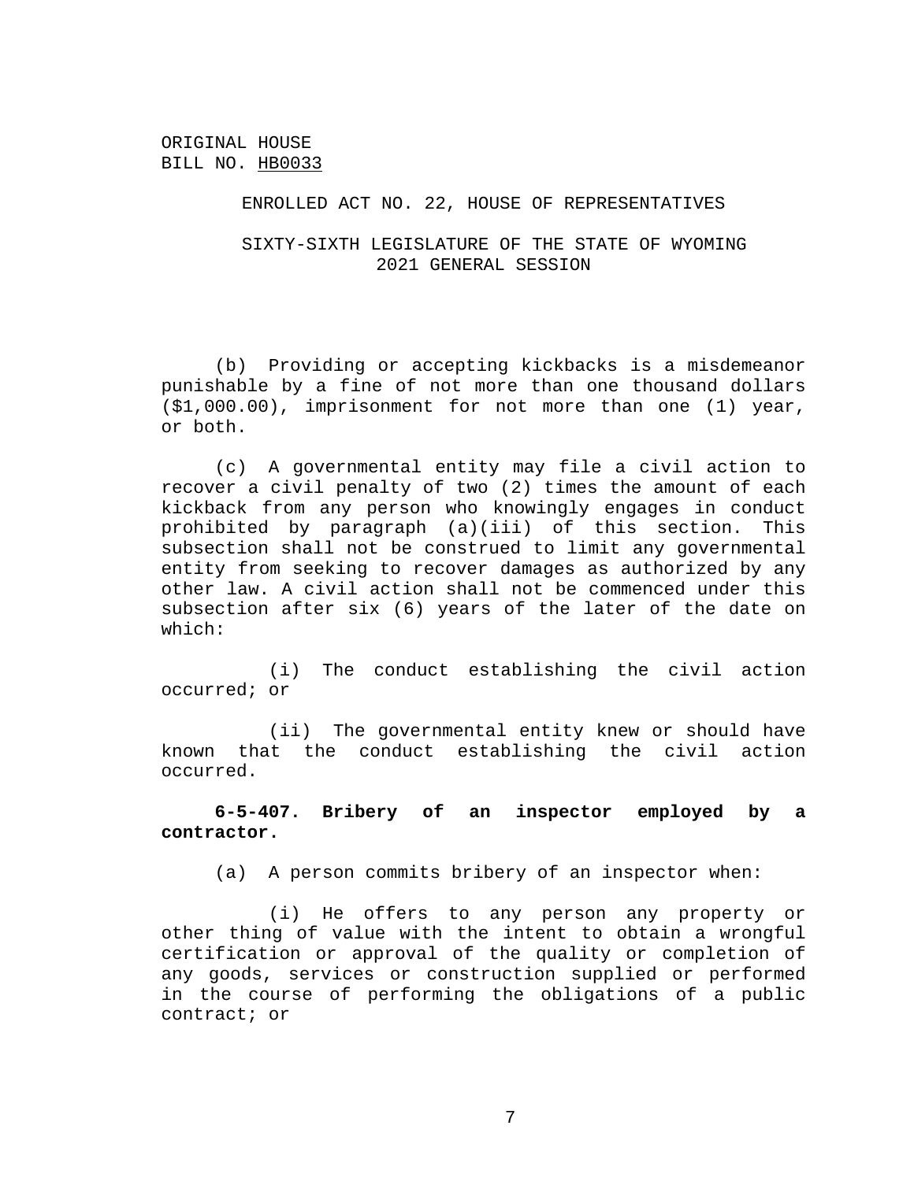ORIGINAL HOUSE
BILL NO. HB0033

ENROLLED ACT NO. 22, HOUSE OF REPRESENTATIVES

SIXTY-SIXTH LEGISLATURE OF THE STATE OF WYOMING
2021 GENERAL SESSION

(b) Providing or accepting kickbacks is a misdemeanor punishable by a fine of not more than one thousand dollars ($1,000.00), imprisonment for not more than one (1) year, or both.

(c) A governmental entity may file a civil action to recover a civil penalty of two (2) times the amount of each kickback from any person who knowingly engages in conduct prohibited by paragraph (a)(iii) of this section. This subsection shall not be construed to limit any governmental entity from seeking to recover damages as authorized by any other law. A civil action shall not be commenced under this subsection after six (6) years of the later of the date on which:

(i) The conduct establishing the civil action occurred; or

(ii) The governmental entity knew or should have known that the conduct establishing the civil action occurred.

**6-5-407. Bribery of an inspector employed by a contractor.**

(a) A person commits bribery of an inspector when:

(i) He offers to any person any property or other thing of value with the intent to obtain a wrongful certification or approval of the quality or completion of any goods, services or construction supplied or performed in the course of performing the obligations of a public contract; or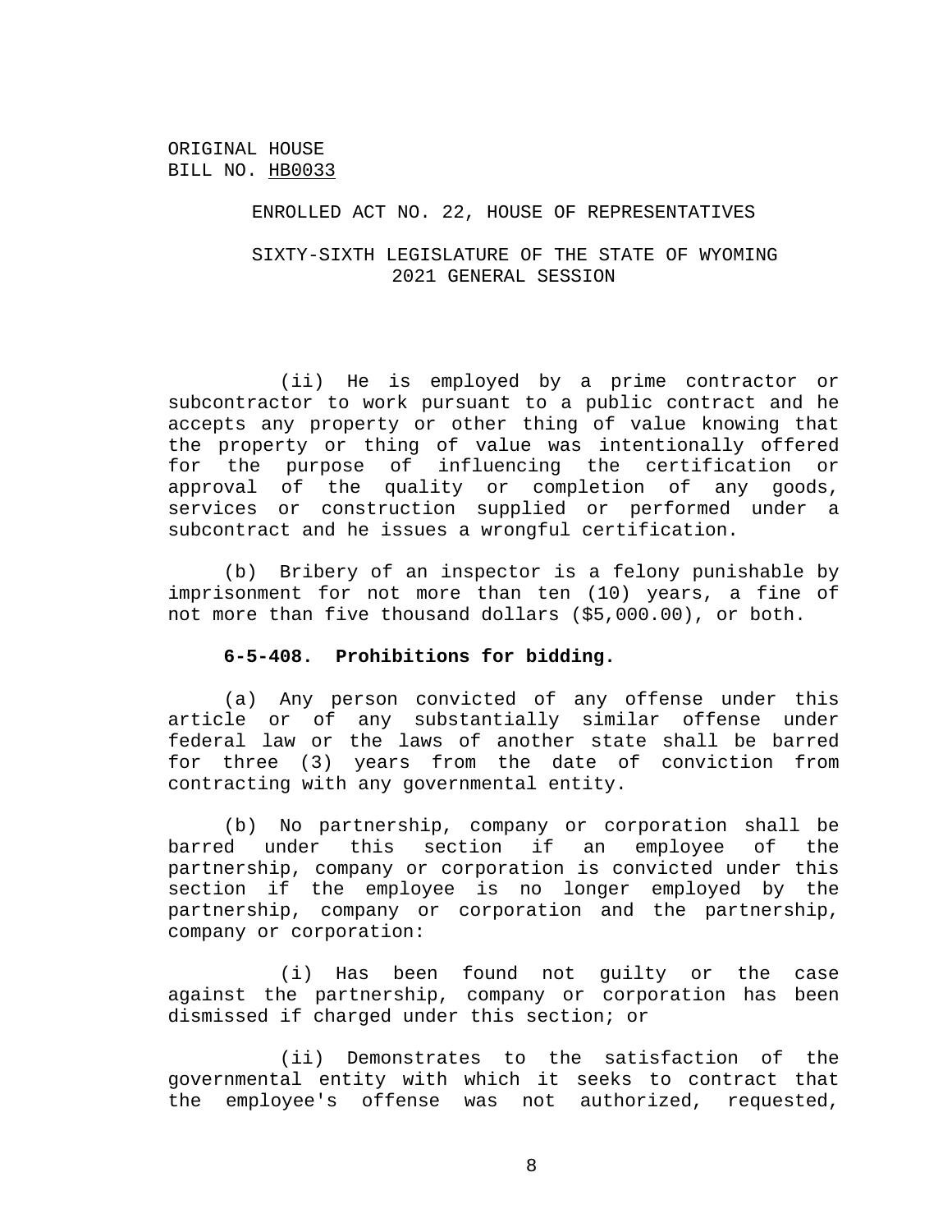(ii) He is employed by a prime contractor or subcontractor to work pursuant to a public contract and he accepts any property or other thing of value knowing that the property or thing of value was intentionally offered for the purpose of influencing the certification or approval of the quality or completion of any goods, services or construction supplied or performed under a subcontract and he issues a wrongful certification.

(b) Bribery of an inspector is a felony punishable by imprisonment for not more than ten (10) years, a fine of not more than five thousand dollars ($5,000.00), or both.

**6-5-408. Prohibitions for bidding.**

(a) Any person convicted of any offense under this article or of any substantially similar offense under federal law or the laws of another state shall be barred for three (3) years from the date of conviction from contracting with any governmental entity.

(b) No partnership, company or corporation shall be barred under this section if an employee of the partnership, company or corporation is convicted under this section if the employee is no longer employed by the partnership, company or corporation and the partnership, company or corporation:

(i) Has been found not guilty or the case against the partnership, company or corporation has been dismissed if charged under this section; or

(ii) Demonstrates to the satisfaction of the governmental entity with which it seeks to contract that the employee's offense was not authorized, requested,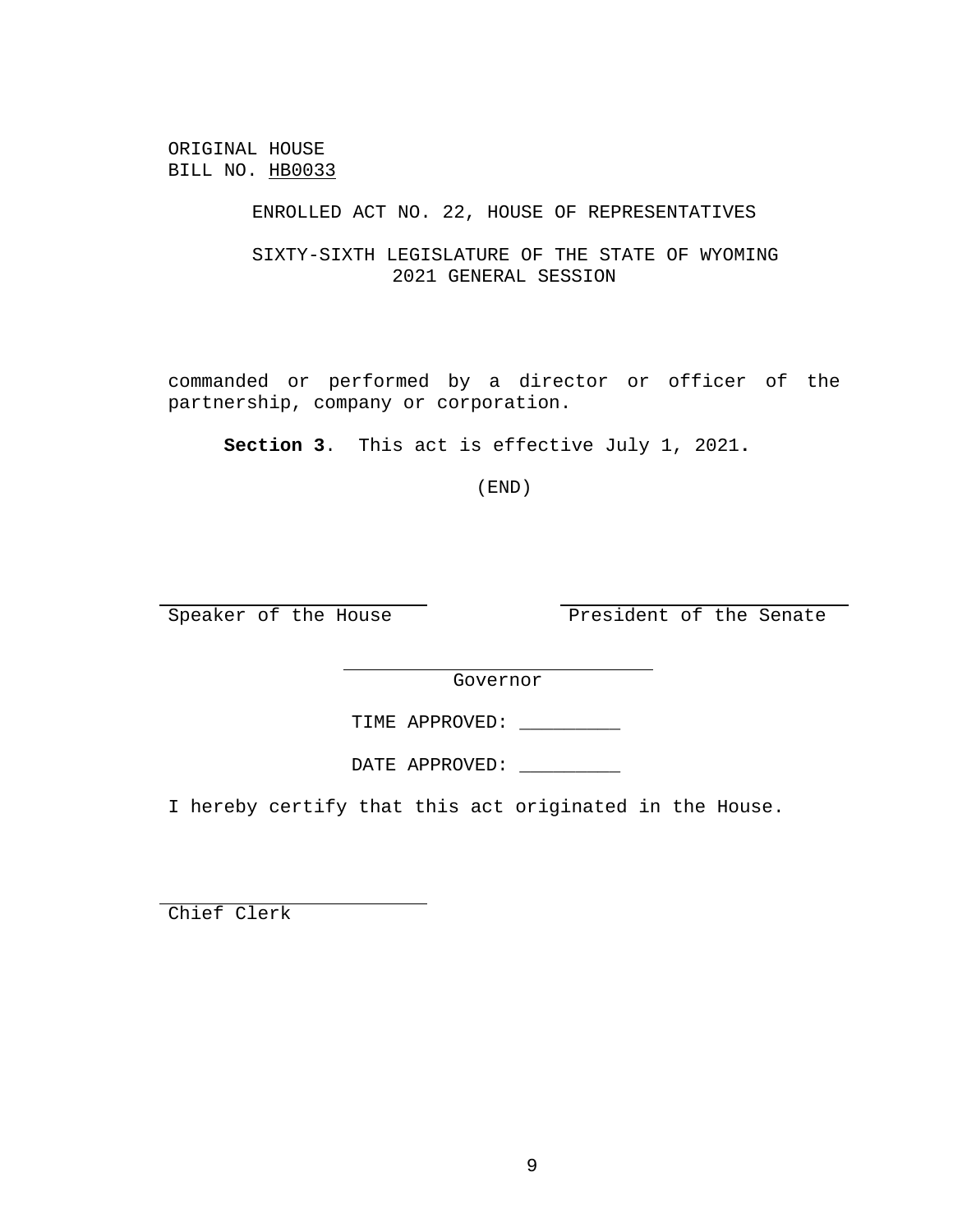ORIGINAL HOUSE
BILL NO. HB0033

ENROLLED ACT NO. 22, HOUSE OF REPRESENTATIVES

SIXTY-SIXTH LEGISLATURE OF THE STATE OF WYOMING
2021 GENERAL SESSION

commanded or performed by a director or officer of the partnership, company or corporation.

**Section 3**. This act is effective July 1, 2021.

(END)

Speaker of the House

President of the Senate

Governor

TIME APPROVED: _________

DATE APPROVED: _________

I hereby certify that this act originated in the House.

Chief Clerk